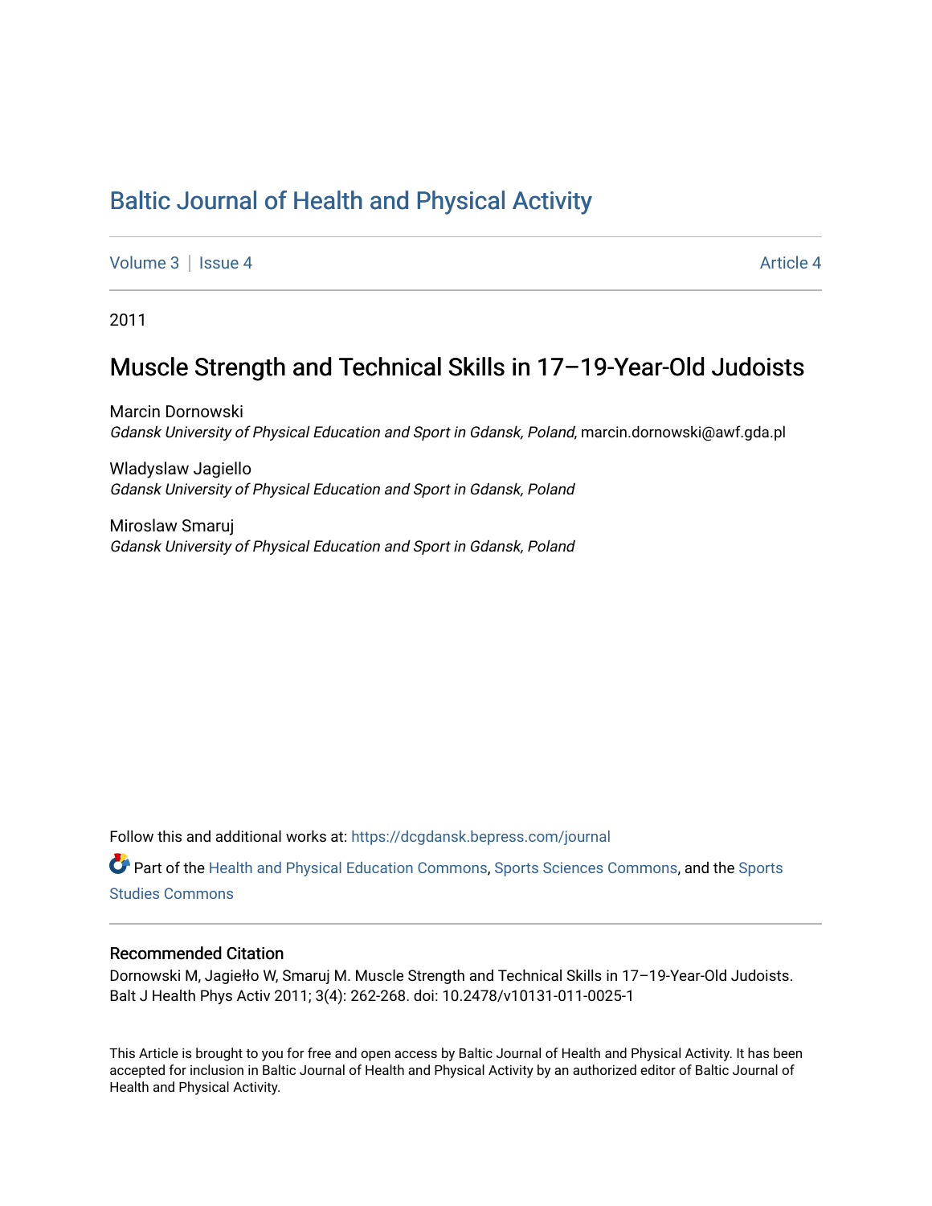# Baltic Journal of Health and Physical Activity

Volume 3 | Issue 4 | Article 4

2011

## Muscle Strength and Technical Skills in 17–19-Year-Old Judoists

Marcin Dornowski
*Gdansk University of Physical Education and Sport in Gdansk, Poland*, marcin.dornowski@awf.gda.pl

Wladyslaw Jagiello
*Gdansk University of Physical Education and Sport in Gdansk, Poland*

Miroslaw Smaruj
*Gdansk University of Physical Education and Sport in Gdansk, Poland*

Follow this and additional works at: https://dcgdansk.bepress.com/journal

Part of the Health and Physical Education Commons, Sports Sciences Commons, and the Sports Studies Commons

### Recommended Citation

Dornowski M, Jagiełło W, Smaruj M. Muscle Strength and Technical Skills in 17–19-Year-Old Judoists. Balt J Health Phys Activ 2011; 3(4): 262-268. doi: 10.2478/v10131-011-0025-1

This Article is brought to you for free and open access by Baltic Journal of Health and Physical Activity. It has been accepted for inclusion in Baltic Journal of Health and Physical Activity by an authorized editor of Baltic Journal of Health and Physical Activity.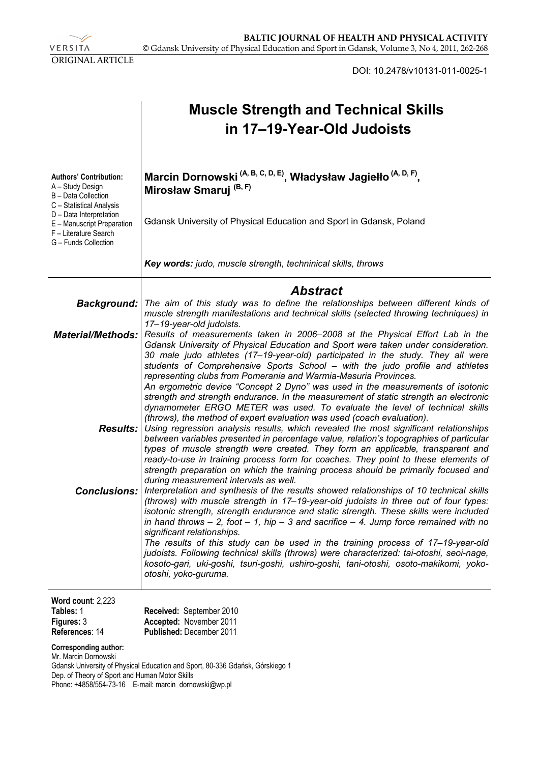ORIGINAL ARTICLE

DOI: 10.2478/v10131-011-0025-1

# Muscle Strength and Technical Skills in 17–19-Year-Old Judoists

**Authors' Contribution:**
A – Study Design
B – Data Collection
C – Statistical Analysis
D – Data Interpretation
E – Manuscript Preparation
F – Literature Search
G – Funds Collection

**Marcin Dornowski (A, B, C, D, E), Władysław Jagiełło (A, D, F), Mirosław Smaruj (B, F)**

Gdansk University of Physical Education and Sport in Gdansk, Poland

***Key words:** judo, muscle strength, techninical skills, throws*

## *Abstract*

***Background:*** *The aim of this study was to define the relationships between different kinds of muscle strength manifestations and technical skills (selected throwing techniques) in 17–19-year-old judoists.*

***Material/Methods:*** *Results of measurements taken in 2006–2008 at the Physical Effort Lab in the Gdansk University of Physical Education and Sport were taken under consideration. 30 male judo athletes (17–19-year-old) participated in the study. They all were students of Comprehensive Sports School – with the judo profile and athletes representing clubs from Pomerania and Warmia-Masuria Provinces.*
*An ergometric device "Concept 2 Dyno" was used in the measurements of isotonic strength and strength endurance. In the measurement of static strength an electronic dynamometer ERGO METER was used. To evaluate the level of technical skills (throws), the method of expert evaluation was used (coach evaluation).*

***Results:*** *Using regression analysis results, which revealed the most significant relationships between variables presented in percentage value, relation's topographies of particular types of muscle strength were created. They form an applicable, transparent and ready-to-use in training process form for coaches. They point to these elements of strength preparation on which the training process should be primarily focused and during measurement intervals as well.*

***Conclusions:*** *Interpretation and synthesis of the results showed relationships of 10 technical skills (throws) with muscle strength in 17–19-year-old judoists in three out of four types: isotonic strength, strength endurance and static strength. These skills were included in hand throws – 2, foot – 1, hip – 3 and sacrifice – 4. Jump force remained with no significant relationships.*
*The results of this study can be used in the training process of 17–19-year-old judoists. Following technical skills (throws) were characterized: tai-otoshi, seoi-nage, kosoto-gari, uki-goshi, tsuri-goshi, ushiro-goshi, tani-otoshi, osoto-makikomi, yoko-otoshi, yoko-guruma.*

**Word count**: 2,223
**Tables:** 1
**Figures:** 3
**References**: 14

**Received:** September 2010
**Accepted:** November 2011
**Published:** December 2011

**Corresponding author:**
Mr. Marcin Dornowski
Gdansk University of Physical Education and Sport, 80-336 Gdańsk, Górskiego 1
Dep. of Theory of Sport and Human Motor Skills
Phone: +4858/554-73-16 E-mail: marcin_dornowski@wp.pl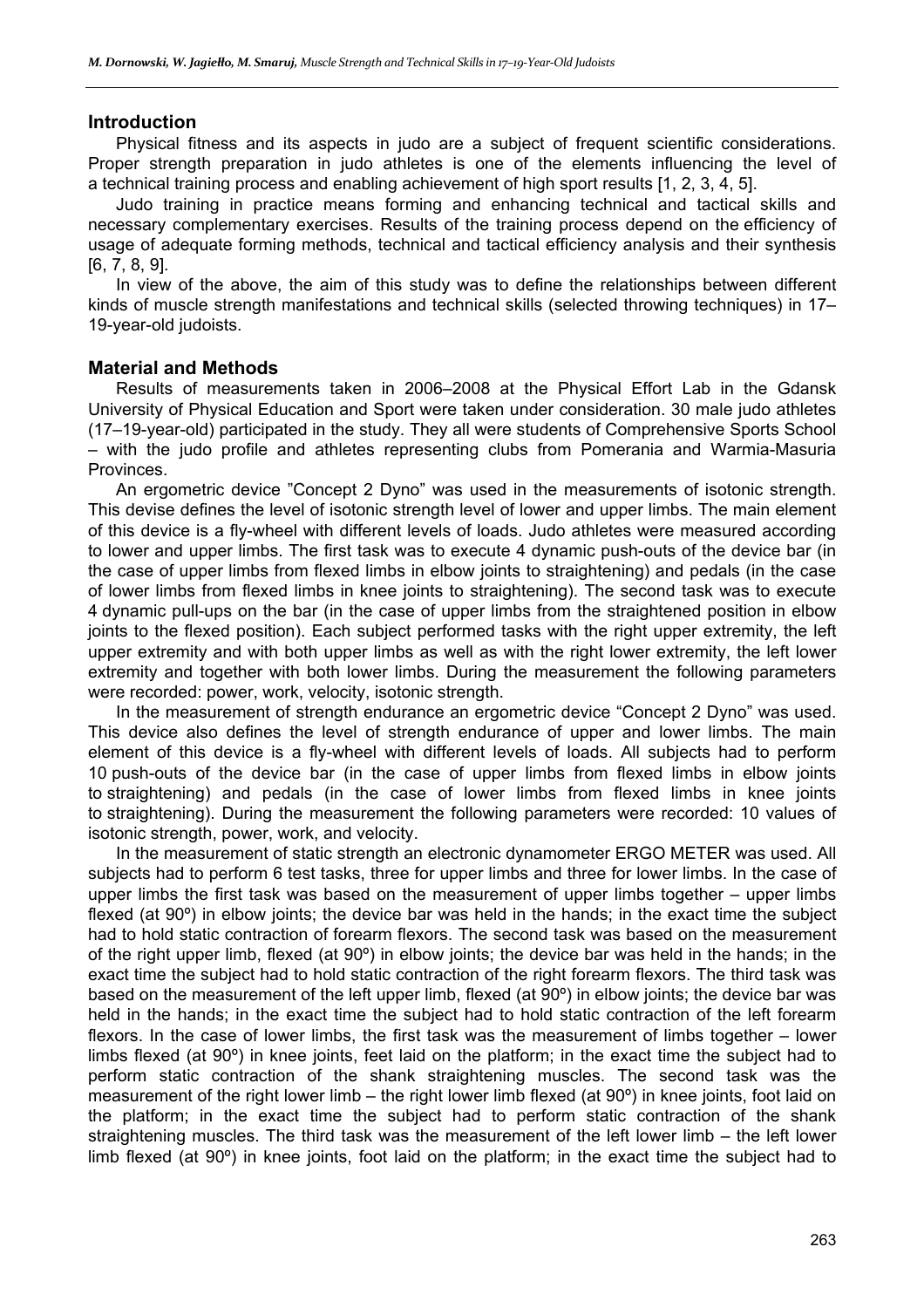## Introduction

Physical fitness and its aspects in judo are a subject of frequent scientific considerations. Proper strength preparation in judo athletes is one of the elements influencing the level of a technical training process and enabling achievement of high sport results [1, 2, 3, 4, 5].

Judo training in practice means forming and enhancing technical and tactical skills and necessary complementary exercises. Results of the training process depend on the efficiency of usage of adequate forming methods, technical and tactical efficiency analysis and their synthesis [6, 7, 8, 9].

In view of the above, the aim of this study was to define the relationships between different kinds of muscle strength manifestations and technical skills (selected throwing techniques) in 17–19-year-old judoists.

## Material and Methods

Results of measurements taken in 2006–2008 at the Physical Effort Lab in the Gdansk University of Physical Education and Sport were taken under consideration. 30 male judo athletes (17–19-year-old) participated in the study. They all were students of Comprehensive Sports School – with the judo profile and athletes representing clubs from Pomerania and Warmia-Masuria Provinces.

An ergometric device "Concept 2 Dyno" was used in the measurements of isotonic strength. This devise defines the level of isotonic strength level of lower and upper limbs. The main element of this device is a fly-wheel with different levels of loads. Judo athletes were measured according to lower and upper limbs. The first task was to execute 4 dynamic push-outs of the device bar (in the case of upper limbs from flexed limbs in elbow joints to straightening) and pedals (in the case of lower limbs from flexed limbs in knee joints to straightening). The second task was to execute 4 dynamic pull-ups on the bar (in the case of upper limbs from the straightened position in elbow joints to the flexed position). Each subject performed tasks with the right upper extremity, the left upper extremity and with both upper limbs as well as with the right lower extremity, the left lower extremity and together with both lower limbs. During the measurement the following parameters were recorded: power, work, velocity, isotonic strength.

In the measurement of strength endurance an ergometric device "Concept 2 Dyno" was used. This device also defines the level of strength endurance of upper and lower limbs. The main element of this device is a fly-wheel with different levels of loads. All subjects had to perform 10 push-outs of the device bar (in the case of upper limbs from flexed limbs in elbow joints to straightening) and pedals (in the case of lower limbs from flexed limbs in knee joints to straightening). During the measurement the following parameters were recorded: 10 values of isotonic strength, power, work, and velocity.

In the measurement of static strength an electronic dynamometer ERGO METER was used. All subjects had to perform 6 test tasks, three for upper limbs and three for lower limbs. In the case of upper limbs the first task was based on the measurement of upper limbs together – upper limbs flexed (at 90º) in elbow joints; the device bar was held in the hands; in the exact time the subject had to hold static contraction of forearm flexors. The second task was based on the measurement of the right upper limb, flexed (at 90º) in elbow joints; the device bar was held in the hands; in the exact time the subject had to hold static contraction of the right forearm flexors. The third task was based on the measurement of the left upper limb, flexed (at 90º) in elbow joints; the device bar was held in the hands; in the exact time the subject had to hold static contraction of the left forearm flexors. In the case of lower limbs, the first task was the measurement of limbs together – lower limbs flexed (at 90º) in knee joints, feet laid on the platform; in the exact time the subject had to perform static contraction of the shank straightening muscles. The second task was the measurement of the right lower limb – the right lower limb flexed (at 90º) in knee joints, foot laid on the platform; in the exact time the subject had to perform static contraction of the shank straightening muscles. The third task was the measurement of the left lower limb – the left lower limb flexed (at 90º) in knee joints, foot laid on the platform; in the exact time the subject had to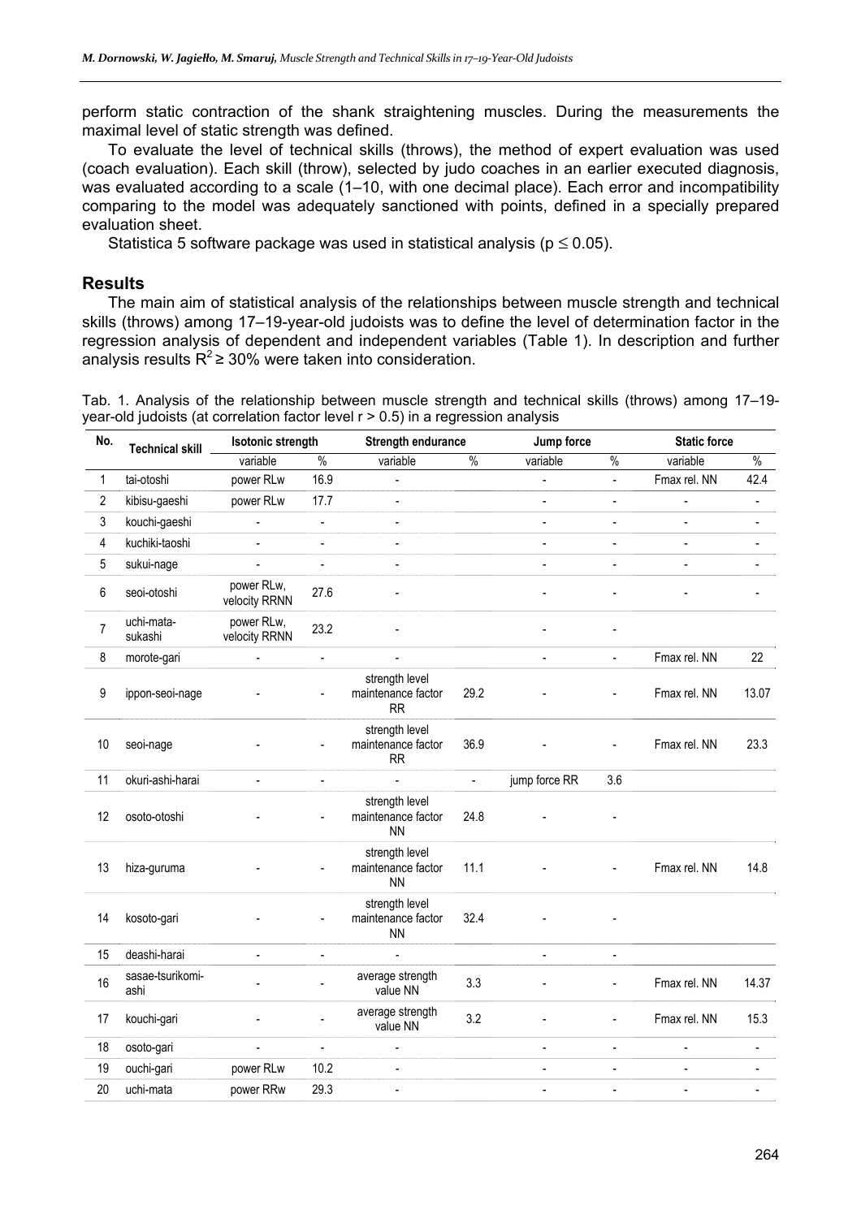perform static contraction of the shank straightening muscles. During the measurements the maximal level of static strength was defined.

To evaluate the level of technical skills (throws), the method of expert evaluation was used (coach evaluation). Each skill (throw), selected by judo coaches in an earlier executed diagnosis, was evaluated according to a scale (1–10, with one decimal place). Each error and incompatibility comparing to the model was adequately sanctioned with points, defined in a specially prepared evaluation sheet.

Statistica 5 software package was used in statistical analysis ($p \leq 0.05$).

## Results

The main aim of statistical analysis of the relationships between muscle strength and technical skills (throws) among 17–19-year-old judoists was to define the level of determination factor in the regression analysis of dependent and independent variables (Table 1). In description and further analysis results $R^2 \geq 30\%$ were taken into consideration.

Tab. 1. Analysis of the relationship between muscle strength and technical skills (throws) among 17–19-year-old judoists (at correlation factor level $r > 0.5$) in a regression analysis

| No. | Technical skill | Isotonic strength | | Strength endurance | | Jump force | | Static force | |
|---|---|---|---|---|---|---|---|---|---|
| | | variable | % | variable | % | variable | % | variable | % |
| 1 | tai-otoshi | power RLw | 16.9 | - | | - | - | Fmax rel. NN | 42.4 |
| 2 | kibisu-gaeshi | power RLw | 17.7 | - | | - | - | - | - |
| 3 | kouchi-gaeshi | - | - | - | | - | - | - | - |
| 4 | kuchiki-taoshi | - | - | - | | - | - | - | - |
| 5 | sukui-nage | - | - | - | | - | - | - | - |
| 6 | seoi-otoshi | power RLw, velocity RRNN | 27.6 | - | | - | - | - | - |
| 7 | uchi-mata-sukashi | power RLw, velocity RRNN | 23.2 | - | | - | - | | |
| 8 | morote-gari | - | - | - | | - | - | Fmax rel. NN | 22 |
| 9 | ippon-seoi-nage | - | - | strength level maintenance factor RR | 29.2 | - | - | Fmax rel. NN | 13.07 |
| 10 | seoi-nage | - | - | strength level maintenance factor RR | 36.9 | - | - | Fmax rel. NN | 23.3 |
| 11 | okuri-ashi-harai | - | - | - | - | jump force RR | 3.6 | | |
| 12 | osoto-otoshi | - | - | strength level maintenance factor NN | 24.8 | - | - | | |
| 13 | hiza-guruma | - | - | strength level maintenance factor NN | 11.1 | - | - | Fmax rel. NN | 14.8 |
| 14 | kosoto-gari | - | - | strength level maintenance factor NN | 32.4 | - | - | | |
| 15 | deashi-harai | - | - | - | | - | - | | |
| 16 | sasae-tsurikomi-ashi | - | - | average strength value NN | 3.3 | - | - | Fmax rel. NN | 14.37 |
| 17 | kouchi-gari | - | - | average strength value NN | 3.2 | - | - | Fmax rel. NN | 15.3 |
| 18 | osoto-gari | - | - | - | | - | - | - | - |
| 19 | ouchi-gari | power RLw | 10.2 | - | | - | - | - | - |
| 20 | uchi-mata | power RRw | 29.3 | - | | - | - | - | - |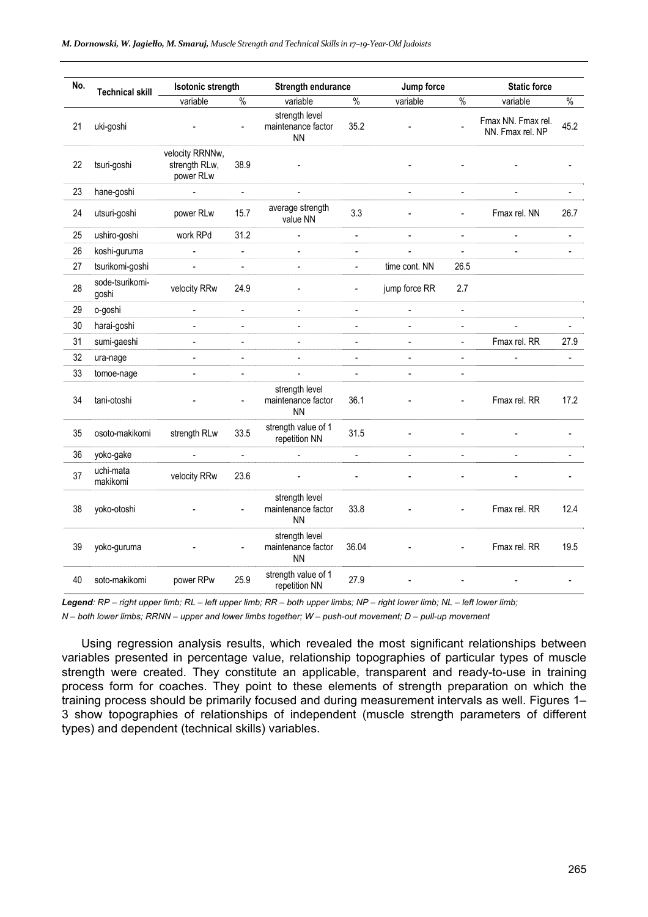| No. | Technical skill | Isotonic strength | | Strength endurance | | Jump force | | Static force | |
|---|---|---|---|---|---|---|---|---|---|
| | | variable | % | variable | % | variable | % | variable | % |
| 21 | uki-goshi | - | - | strength level maintenance factor NN | 35.2 | - | - | Fmax NN. Fmax rel. NN. Fmax rel. NP | 45.2 |
| 22 | tsuri-goshi | velocity RRNNw, strength RLw, power RLw | 38.9 | - | | - | - | - | - |
| 23 | hane-goshi | - | - | - | | - | - | - | - |
| 24 | utsuri-goshi | power RLw | 15.7 | average strength value NN | 3.3 | - | - | Fmax rel. NN | 26.7 |
| 25 | ushiro-goshi | work RPd | 31.2 | - | - | - | - | - | - |
| 26 | koshi-guruma | - | - | - | - | - | - | - | - |
| 27 | tsurikomi-goshi | - | - | - | - | time cont. NN | 26.5 | | |
| 28 | sode-tsurikomi-goshi | velocity RRw | 24.9 | - | - | jump force RR | 2.7 | | |
| 29 | o-goshi | - | - | - | - | - | - | | |
| 30 | harai-goshi | - | - | - | - | - | - | - | - |
| 31 | sumi-gaeshi | - | - | - | - | - | - | Fmax rel. RR | 27.9 |
| 32 | ura-nage | - | - | - | - | - | - | - | - |
| 33 | tomoe-nage | - | - | - | - | - | - | | |
| 34 | tani-otoshi | - | - | strength level maintenance factor NN | 36.1 | - | - | Fmax rel. RR | 17.2 |
| 35 | osoto-makikomi | strength RLw | 33.5 | strength value of 1 repetition NN | 31.5 | - | - | - | - |
| 36 | yoko-gake | - | - | - | - | - | - | - | - |
| 37 | uchi-mata makikomi | velocity RRw | 23.6 | - | - | - | - | - | - |
| 38 | yoko-otoshi | - | - | strength level maintenance factor NN | 33.8 | - | - | Fmax rel. RR | 12.4 |
| 39 | yoko-guruma | - | - | strength level maintenance factor NN | 36.04 | - | - | Fmax rel. RR | 19.5 |
| 40 | soto-makikomi | power RPw | 25.9 | strength value of 1 repetition NN | 27.9 | - | - | - | - |

***Legend**: RP – right upper limb; RL – left upper limb; RR – both upper limbs; NP – right lower limb; NL – left lower limb; N – both lower limbs; RRNN – upper and lower limbs together; W – push-out movement; D – pull-up movement*

Using regression analysis results, which revealed the most significant relationships between variables presented in percentage value, relationship topographies of particular types of muscle strength were created. They constitute an applicable, transparent and ready-to-use in training process form for coaches. They point to these elements of strength preparation on which the training process should be primarily focused and during measurement intervals as well. Figures 1–3 show topographies of relationships of independent (muscle strength parameters of different types) and dependent (technical skills) variables.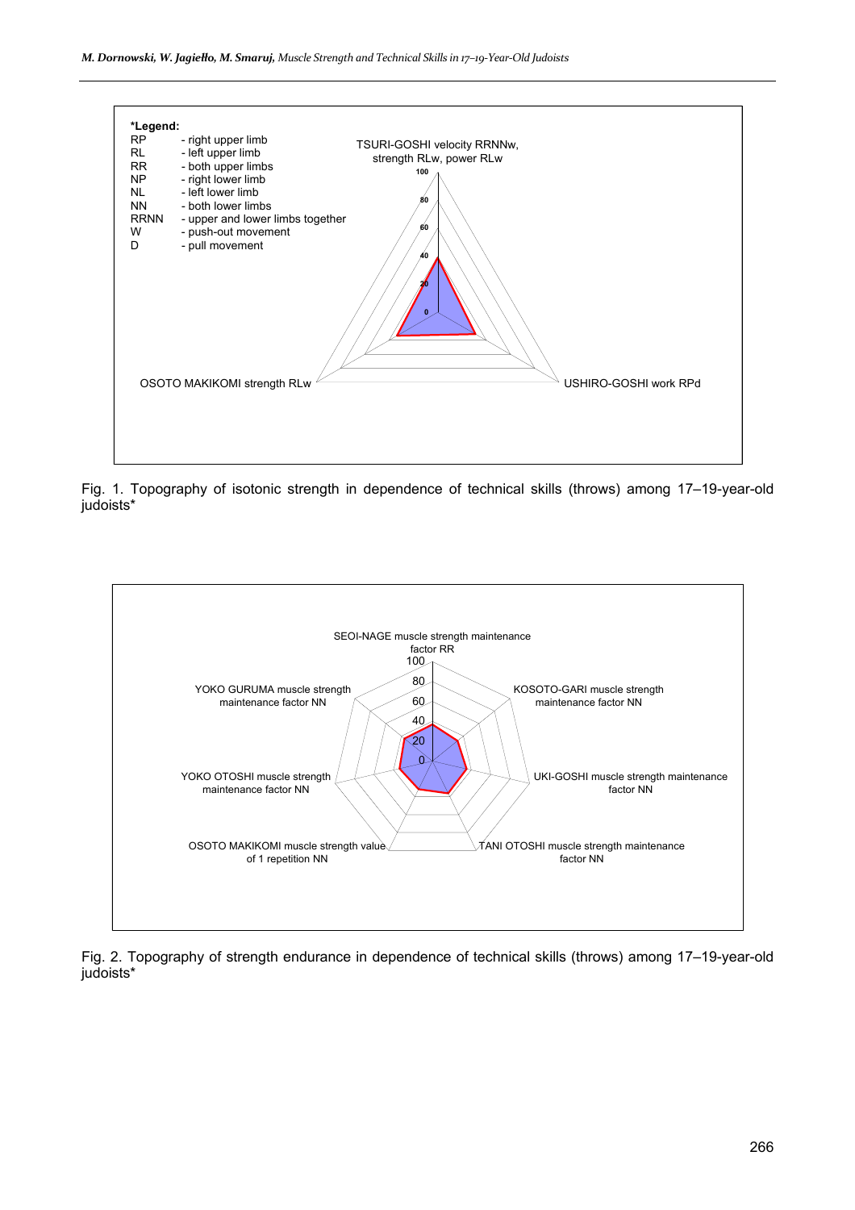*Legend:

RP - right upper limb
RL - left upper limb
RR - both upper limbs
NP - right lower limb
NL - left lower limb
NN - both lower limbs
RRNN - upper and lower limbs together
W - push-out movement
D - pull movement

TSURI-GOSHI velocity RRNNw, strength RLw, power RLw

OSOTO MAKIKOMI strength RLw

USHIRO-GOSHI work RPd

Fig. 1. Topography of isotonic strength in dependence of technical skills (throws) among 17–19-year-old judoists*

SEOI-NAGE muscle strength maintenance factor RR

KOSOTO-GARI muscle strength maintenance factor NN

UKI-GOSHI muscle strength maintenance factor NN

TANI OTOSHI muscle strength maintenance factor NN

OSOTO MAKIKOMI muscle strength value of 1 repetition NN

YOKO OTOSHI muscle strength maintenance factor NN

YOKO GURUMA muscle strength maintenance factor NN

Fig. 2. Topography of strength endurance in dependence of technical skills (throws) among 17–19-year-old judoists*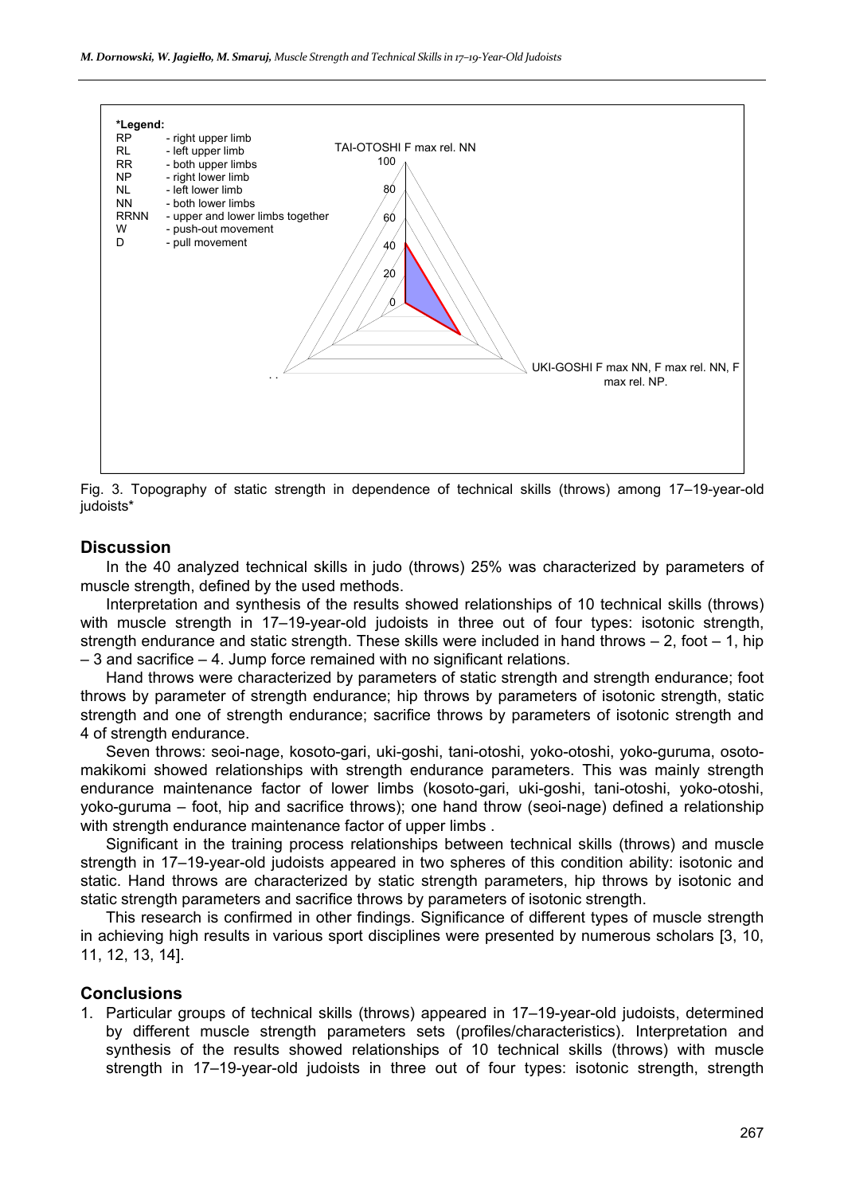Fig. 3. Topography of static strength in dependence of technical skills (throws) among 17–19-year-old judoists*

## Discussion

In the 40 analyzed technical skills in judo (throws) 25% was characterized by parameters of muscle strength, defined by the used methods.

Interpretation and synthesis of the results showed relationships of 10 technical skills (throws) with muscle strength in 17–19-year-old judoists in three out of four types: isotonic strength, strength endurance and static strength. These skills were included in hand throws – 2, foot – 1, hip – 3 and sacrifice – 4. Jump force remained with no significant relations.

Hand throws were characterized by parameters of static strength and strength endurance; foot throws by parameter of strength endurance; hip throws by parameters of isotonic strength, static strength and one of strength endurance; sacrifice throws by parameters of isotonic strength and 4 of strength endurance.

Seven throws: seoi-nage, kosoto-gari, uki-goshi, tani-otoshi, yoko-otoshi, yoko-guruma, osoto-makikomi showed relationships with strength endurance parameters. This was mainly strength endurance maintenance factor of lower limbs (kosoto-gari, uki-goshi, tani-otoshi, yoko-otoshi, yoko-guruma – foot, hip and sacrifice throws); one hand throw (seoi-nage) defined a relationship with strength endurance maintenance factor of upper limbs .

Significant in the training process relationships between technical skills (throws) and muscle strength in 17–19-year-old judoists appeared in two spheres of this condition ability: isotonic and static. Hand throws are characterized by static strength parameters, hip throws by isotonic and static strength parameters and sacrifice throws by parameters of isotonic strength.

This research is confirmed in other findings. Significance of different types of muscle strength in achieving high results in various sport disciplines were presented by numerous scholars [3, 10, 11, 12, 13, 14].

## Conclusions

1. Particular groups of technical skills (throws) appeared in 17–19-year-old judoists, determined by different muscle strength parameters sets (profiles/characteristics). Interpretation and synthesis of the results showed relationships of 10 technical skills (throws) with muscle strength in 17–19-year-old judoists in three out of four types: isotonic strength, strength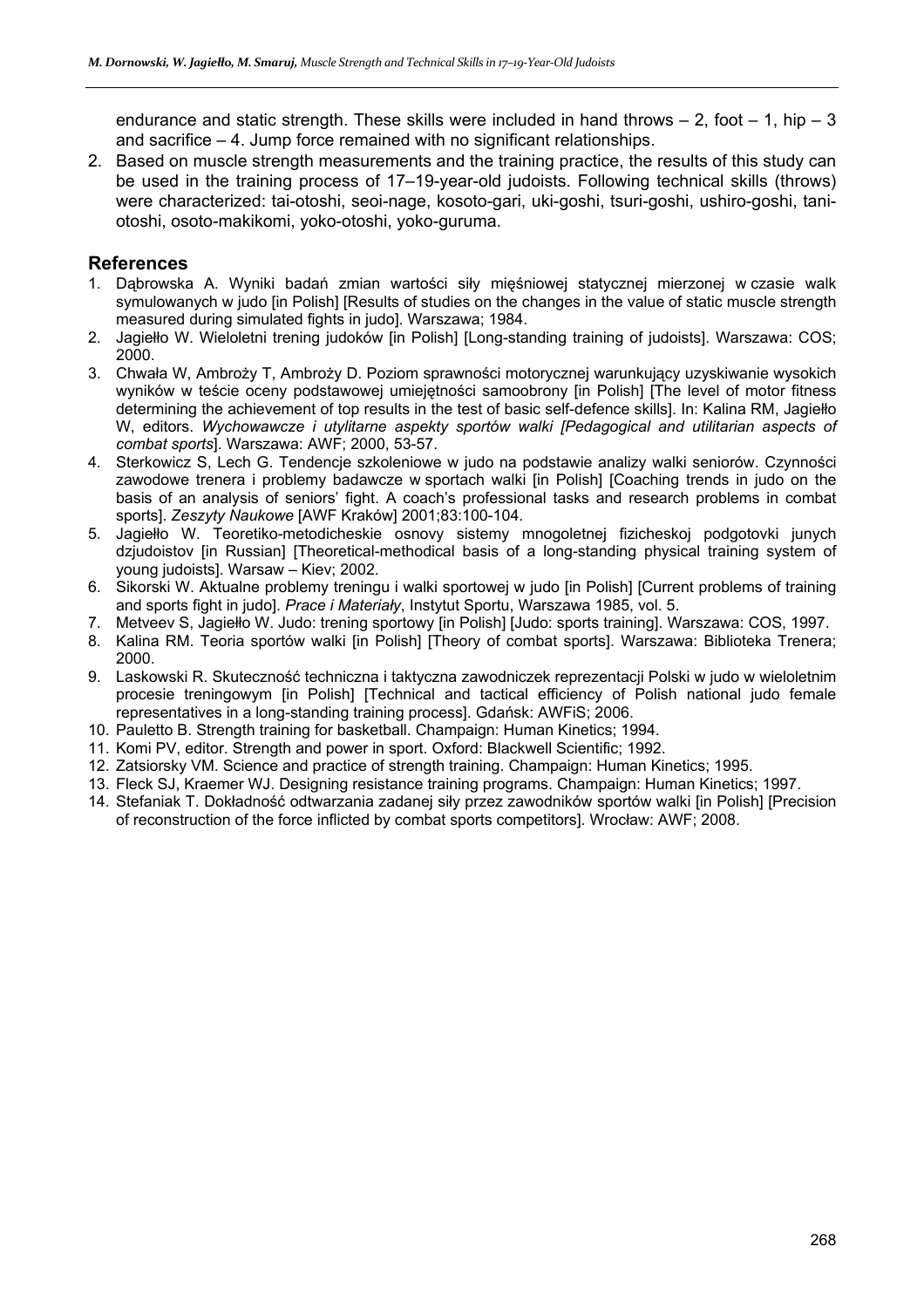endurance and static strength. These skills were included in hand throws – 2, foot – 1, hip – 3 and sacrifice – 4. Jump force remained with no significant relationships.

2. Based on muscle strength measurements and the training practice, the results of this study can be used in the training process of 17–19-year-old judoists. Following technical skills (throws) were characterized: tai-otoshi, seoi-nage, kosoto-gari, uki-goshi, tsuri-goshi, ushiro-goshi, tani-otoshi, osoto-makikomi, yoko-otoshi, yoko-guruma.

## References

1. Dąbrowska A. Wyniki badań zmian wartości siły mięśniowej statycznej mierzonej w czasie walk symulowanych w judo [in Polish] [Results of studies on the changes in the value of static muscle strength measured during simulated fights in judo]. Warszawa; 1984.
2. Jagiełło W. Wieloletni trening judoków [in Polish] [Long-standing training of judoists]. Warszawa: COS; 2000.
3. Chwała W, Ambroży T, Ambroży D. Poziom sprawności motorycznej warunkujący uzyskiwanie wysokich wyników w teście oceny podstawowej umiejętności samoobrony [in Polish] [The level of motor fitness determining the achievement of top results in the test of basic self-defence skills]. In: Kalina RM, Jagiełło W, editors. *Wychowawcze i utylitarne aspekty sportów walki [Pedagogical and utilitarian aspects of combat sports*]. Warszawa: AWF; 2000, 53-57.
4. Sterkowicz S, Lech G. Tendencje szkoleniowe w judo na podstawie analizy walki seniorów. Czynności zawodowe trenera i problemy badawcze w sportach walki [in Polish] [Coaching trends in judo on the basis of an analysis of seniors' fight. A coach's professional tasks and research problems in combat sports]. *Zeszyty Naukowe* [AWF Kraków] 2001;83:100-104.
5. Jagiełło W. Teoretiko-metodicheskie osnovy sistemy mnogoletnej fizicheskoj podgotovki junych dzjudoistov [in Russian] [Theoretical-methodical basis of a long-standing physical training system of young judoists]. Warsaw – Kiev; 2002.
6. Sikorski W. Aktualne problemy treningu i walki sportowej w judo [in Polish] [Current problems of training and sports fight in judo]. *Prace i Materiały*, Instytut Sportu, Warszawa 1985, vol. 5.
7. Metveev S, Jagiełło W. Judo: trening sportowy [in Polish] [Judo: sports training]. Warszawa: COS, 1997.
8. Kalina RM. Teoria sportów walki [in Polish] [Theory of combat sports]. Warszawa: Biblioteka Trenera; 2000.
9. Laskowski R. Skuteczność techniczna i taktyczna zawodniczek reprezentacji Polski w judo w wieloletnim procesie treningowym [in Polish] [Technical and tactical efficiency of Polish national judo female representatives in a long-standing training process]. Gdańsk: AWFiS; 2006.
10. Pauletto B. Strength training for basketball. Champaign: Human Kinetics; 1994.
11. Komi PV, editor. Strength and power in sport. Oxford: Blackwell Scientific; 1992.
12. Zatsiorsky VM. Science and practice of strength training. Champaign: Human Kinetics; 1995.
13. Fleck SJ, Kraemer WJ. Designing resistance training programs. Champaign: Human Kinetics; 1997.
14. Stefaniak T. Dokładność odtwarzania zadanej siły przez zawodników sportów walki [in Polish] [Precision of reconstruction of the force inflicted by combat sports competitors]. Wrocław: AWF; 2008.